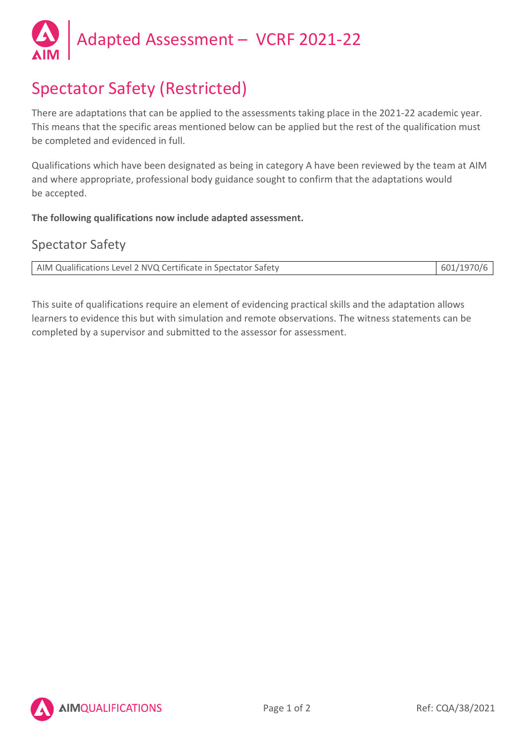# Adapted Assessment – VCRF 2021-22

## Spectator Safety (Restricted)

There are adaptations that can be applied to the assessments taking place in the 2021-22 academic year. This means that the specific areas mentioned below can be applied but the rest of the qualification must be completed and evidenced in full.

Qualifications which have been designated as being in category A have been reviewed by the team at AIM and where appropriate, professional body guidance sought to confirm that the adaptations would be accepted.

**The following qualifications now include adapted assessment.**

### Spectator Safety

| AIM Qualifications Level 2 NVQ Certificate in Spectator Safety | 601/1970/6 |
|---|---|

This suite of qualifications require an element of evidencing practical skills and the adaptation allows learners to evidence this but with simulation and remote observations. The witness statements can be completed by a supervisor and submitted to the assessor for assessment.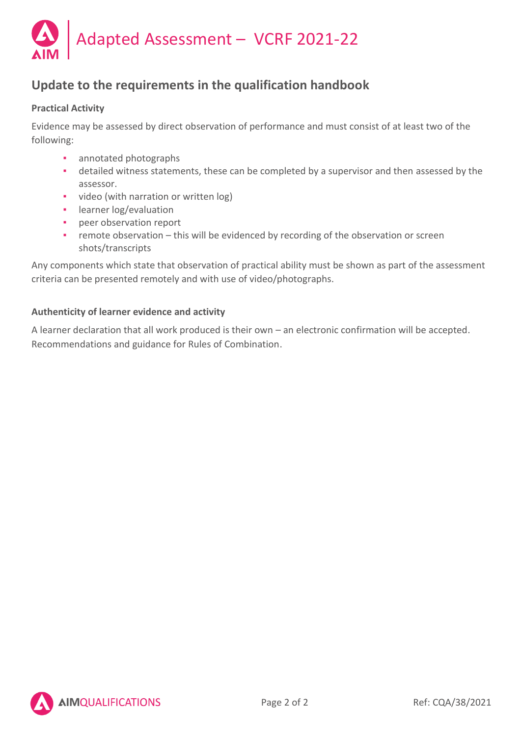# Adapted Assessment – VCRF 2021-22

## Update to the requirements in the qualification handbook

**Practical Activity**

Evidence may be assessed by direct observation of performance and must consist of at least two of the following:

- annotated photographs
- detailed witness statements, these can be completed by a supervisor and then assessed by the assessor.
- video (with narration or written log)
- learner log/evaluation
- peer observation report
- remote observation – this will be evidenced by recording of the observation or screen shots/transcripts

Any components which state that observation of practical ability must be shown as part of the assessment criteria can be presented remotely and with use of video/photographs.

**Authenticity of learner evidence and activity**

A learner declaration that all work produced is their own – an electronic confirmation will be accepted. Recommendations and guidance for Rules of Combination.